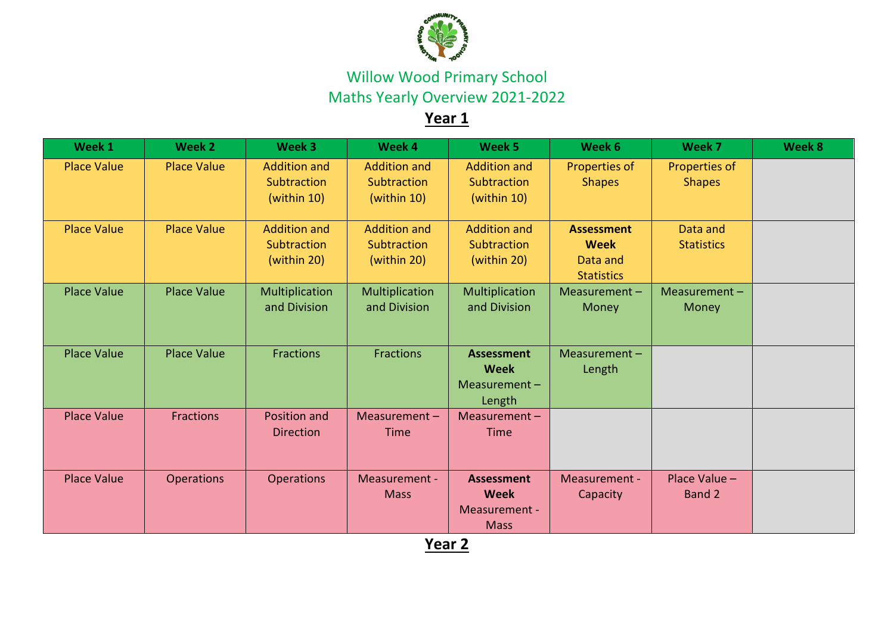# Willow Wood Primary School

## Maths Yearly Overview 2021-2022

### Year 1

| Week 1 | Week 2 | Week 3 | Week 4 | Week 5 | Week 6 | Week 7 | Week 8 |
|---|---|---|---|---|---|---|---|
| Place Value | Place Value | Addition and Subtraction (within 10) | Addition and Subtraction (within 10) | Addition and Subtraction (within 10) | Properties of Shapes | Properties of Shapes | |
| Place Value | Place Value | Addition and Subtraction (within 20) | Addition and Subtraction (within 20) | Addition and Subtraction (within 20) | **Assessment Week** Data and Statistics | Data and Statistics | |
| Place Value | Place Value | Multiplication and Division | Multiplication and Division | Multiplication and Division | Measurement – Money | Measurement – Money | |
| Place Value | Place Value | Fractions | Fractions | **Assessment Week** Measurement – Length | Measurement – Length | | |
| Place Value | Fractions | Position and Direction | Measurement – Time | Measurement – Time | | | |
| Place Value | Operations | Operations | Measurement - Mass | **Assessment Week** Measurement - Mass | Measurement - Capacity | Place Value – Band 2 | |

### Year 2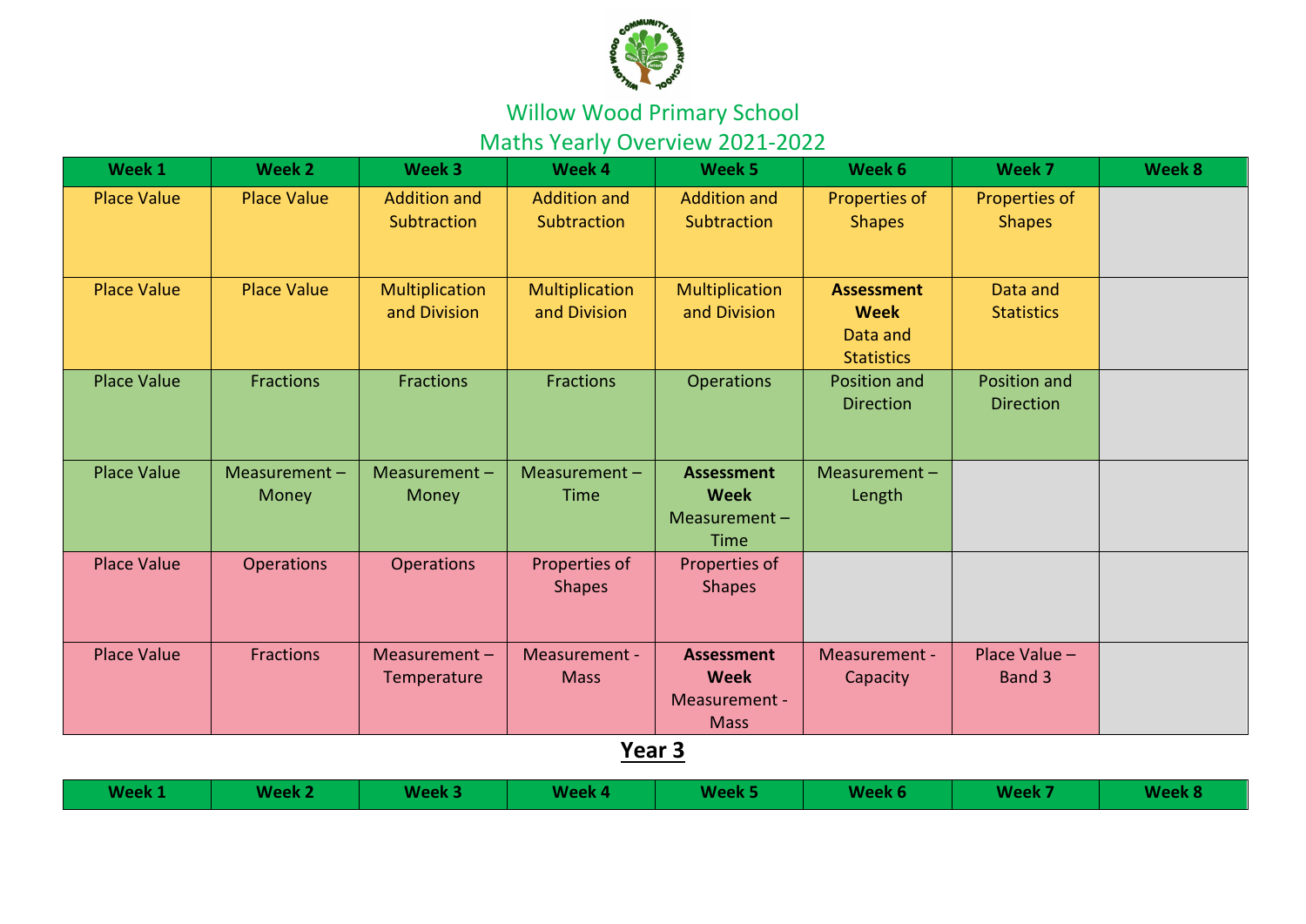# Willow Wood Primary School

## Maths Yearly Overview 2021-2022

| Week 1 | Week 2 | Week 3 | Week 4 | Week 5 | Week 6 | Week 7 | Week 8 |
|---|---|---|---|---|---|---|---|
| Place Value | Place Value | Addition and Subtraction | Addition and Subtraction | Addition and Subtraction | Properties of Shapes | Properties of Shapes | |
| Place Value | Place Value | Multiplication and Division | Multiplication and Division | Multiplication and Division | **Assessment Week** Data and Statistics | Data and Statistics | |
| Place Value | Fractions | Fractions | Fractions | Operations | Position and Direction | Position and Direction | |
| Place Value | Measurement – Money | Measurement – Money | Measurement – Time | **Assessment Week** Measurement – Time | Measurement – Length | | |
| Place Value | Operations | Operations | Properties of Shapes | Properties of Shapes | | | |
| Place Value | Fractions | Measurement – Temperature | Measurement - Mass | **Assessment Week** Measurement - Mass | Measurement - Capacity | Place Value – Band 3 | |

## Year 3

| Week 1 | Week 2 | Week 3 | Week 4 | Week 5 | Week 6 | Week 7 | Week 8 |
|---|---|---|---|---|---|---|---|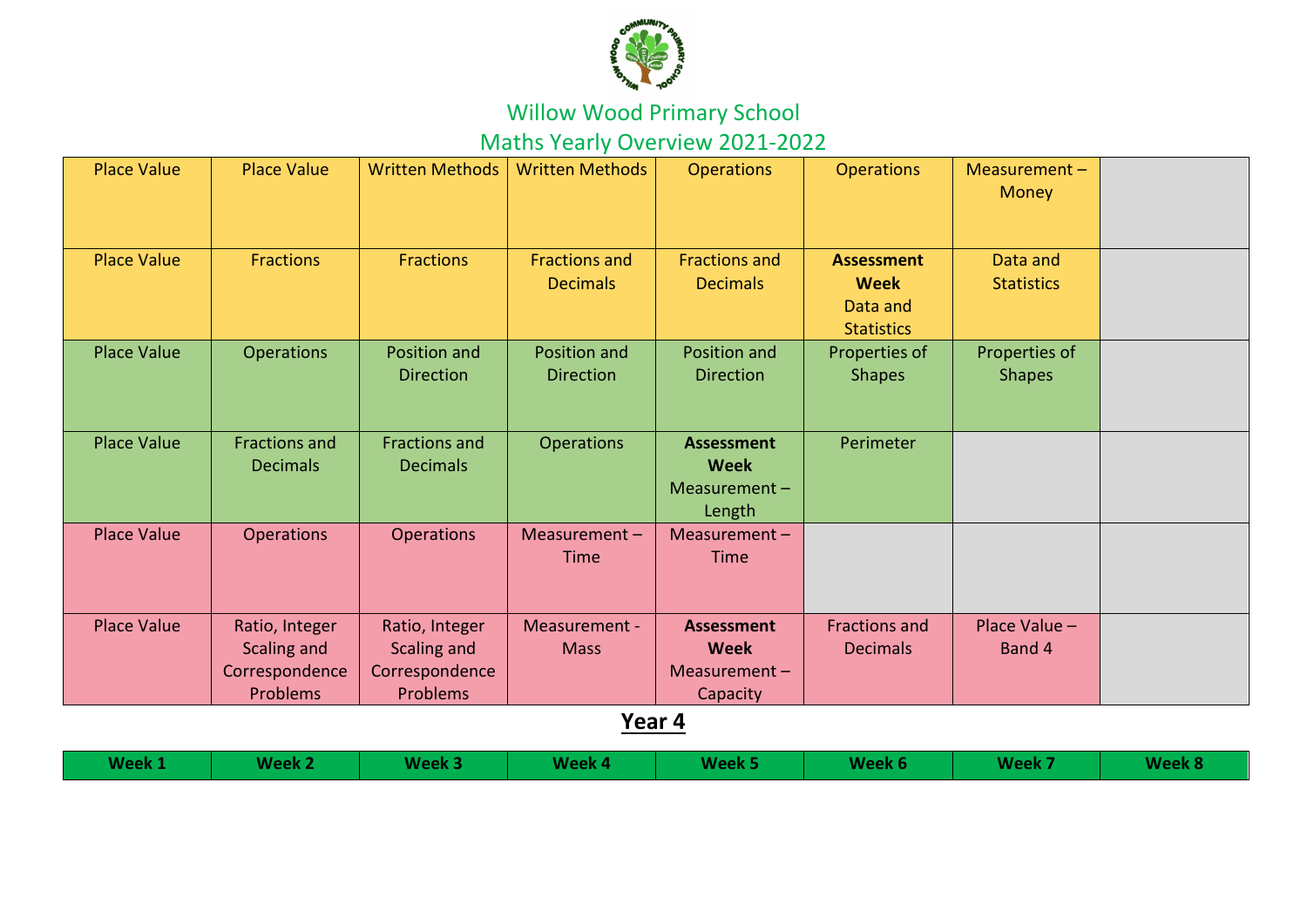# Willow Wood Primary School

## Maths Yearly Overview 2021-2022

| Week 1 | Week 2 | Week 3 | Week 4 | Week 5 | Week 6 | Week 7 | Week 8 |
|---|---|---|---|---|---|---|---|
| Place Value | Place Value | Written Methods | Written Methods | Operations | Operations | Measurement – Money | |
| Place Value | Fractions | Fractions | Fractions and Decimals | Fractions and Decimals | **Assessment Week** Data and Statistics | Data and Statistics | |
| Place Value | Operations | Position and Direction | Position and Direction | Position and Direction | Properties of Shapes | Properties of Shapes | |
| Place Value | Fractions and Decimals | Fractions and Decimals | Operations | **Assessment Week** Measurement – Length | Perimeter | | |
| Place Value | Operations | Operations | Measurement – Time | Measurement – Time | | | |
| Place Value | Ratio, Integer Scaling and Correspondence Problems | Ratio, Integer Scaling and Correspondence Problems | Measurement - Mass | **Assessment Week** Measurement – Capacity | Fractions and Decimals | Place Value – Band 4 | |

## Year 4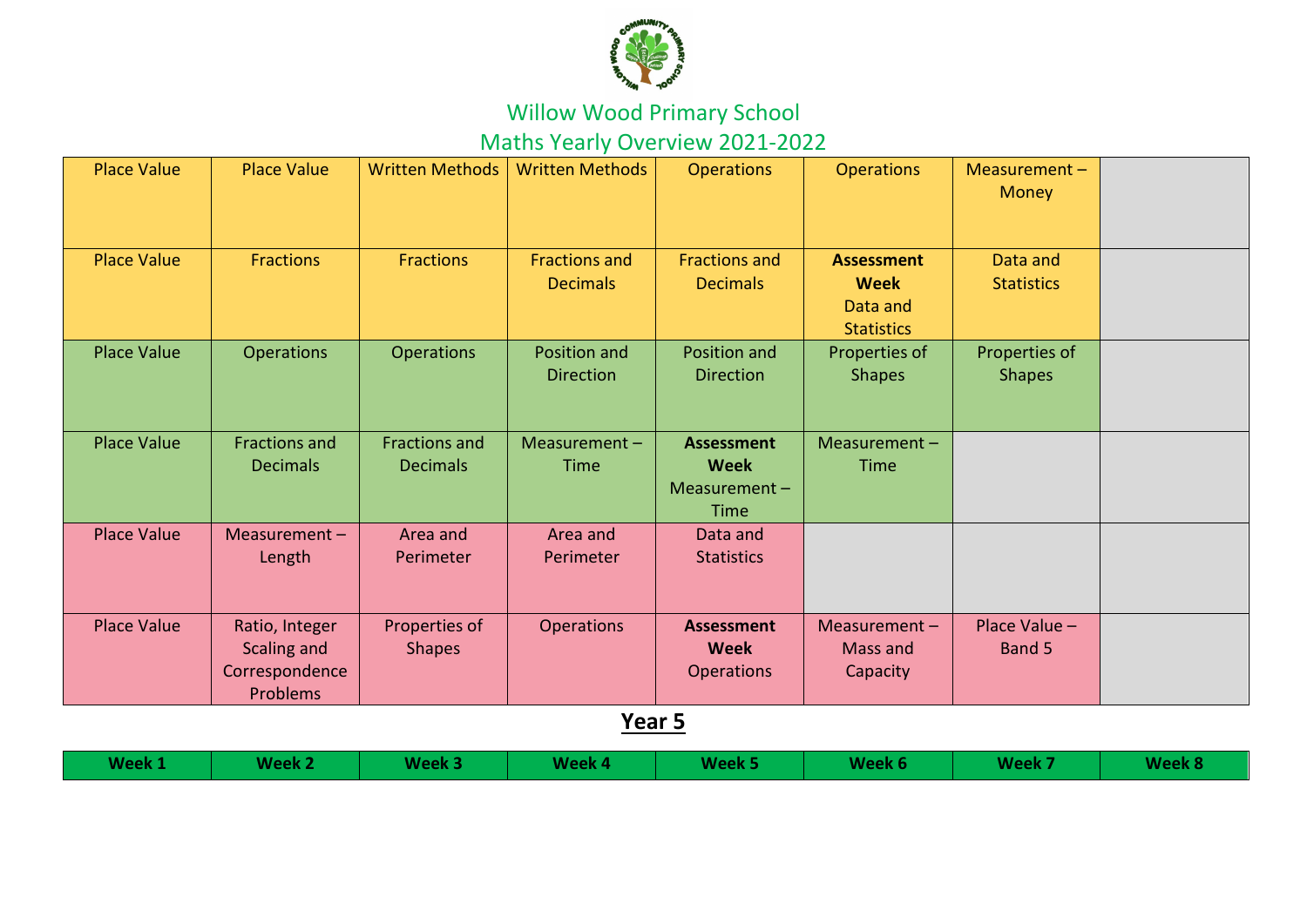# Willow Wood Primary School

## Maths Yearly Overview 2021-2022

| Week 1 | Week 2 | Week 3 | Week 4 | Week 5 | Week 6 | Week 7 | Week 8 |
|---|---|---|---|---|---|---|---|
| Place Value | Place Value | Written Methods | Written Methods | Operations | Operations | Measurement – Money | |
| Place Value | Fractions | Fractions | Fractions and Decimals | Fractions and Decimals | **Assessment Week** Data and Statistics | Data and Statistics | |
| Place Value | Operations | Operations | Position and Direction | Position and Direction | Properties of Shapes | Properties of Shapes | |
| Place Value | Fractions and Decimals | Fractions and Decimals | Measurement – Time | **Assessment Week** Measurement – Time | Measurement – Time | | |
| Place Value | Measurement – Length | Area and Perimeter | Area and Perimeter | Data and Statistics | | | |
| Place Value | Ratio, Integer Scaling and Correspondence Problems | Properties of Shapes | Operations | **Assessment Week** Operations | Measurement – Mass and Capacity | Place Value – Band 5 | |

## Year 5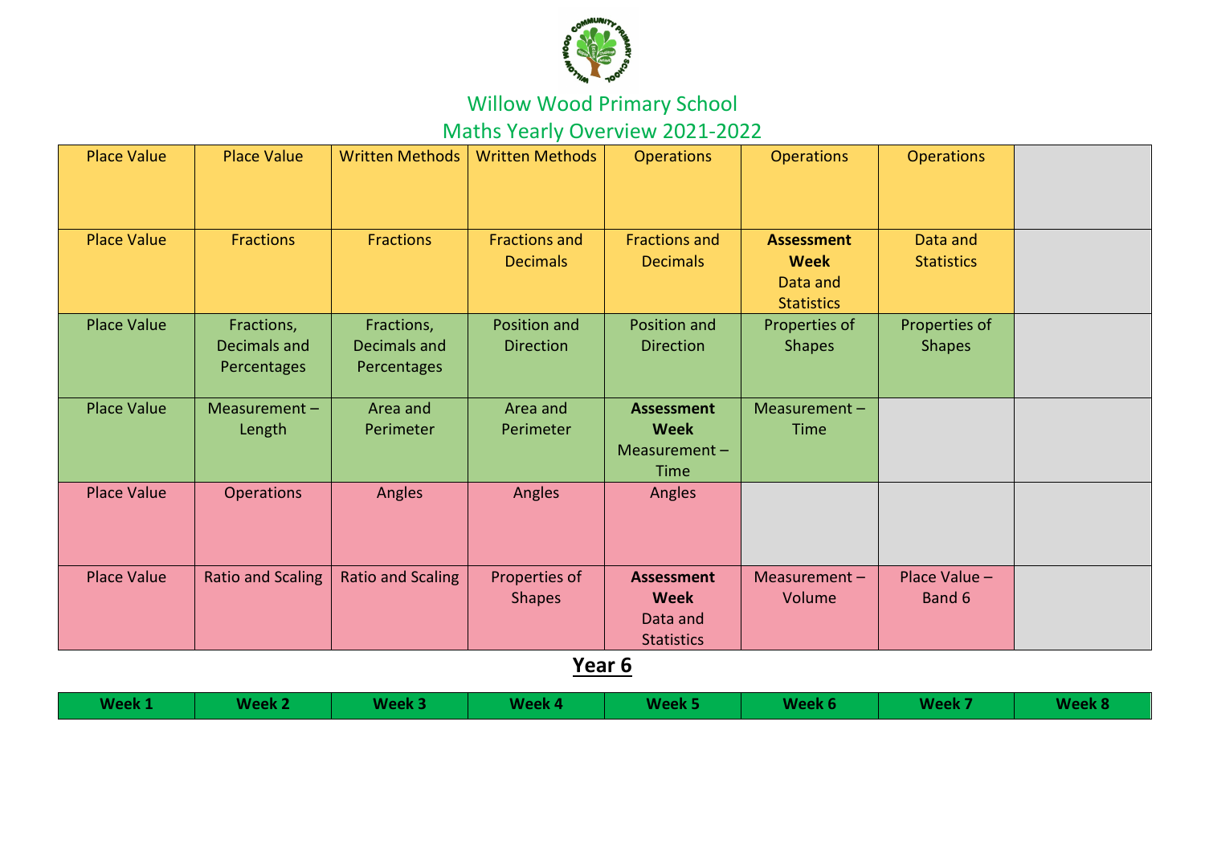# Willow Wood Primary School

## Maths Yearly Overview 2021-2022

### Year 6

| Week 1 | Week 2 | Week 3 | Week 4 | Week 5 | Week 6 | Week 7 | Week 8 |
|---|---|---|---|---|---|---|---|
| Place Value | Place Value | Written Methods | Written Methods | Operations | Operations | Operations | |
| Place Value | Fractions | Fractions | Fractions and Decimals | Fractions and Decimals | **Assessment Week** Data and Statistics | Data and Statistics | |
| Place Value | Fractions, Decimals and Percentages | Fractions, Decimals and Percentages | Position and Direction | Position and Direction | Properties of Shapes | Properties of Shapes | |
| Place Value | Measurement – Length | Area and Perimeter | Area and Perimeter | **Assessment Week** Measurement – Time | Measurement – Time | | |
| Place Value | Operations | Angles | Angles | Angles | | | |
| Place Value | Ratio and Scaling | Ratio and Scaling | Properties of Shapes | **Assessment Week** Data and Statistics | Measurement – Volume | Place Value – Band 6 | |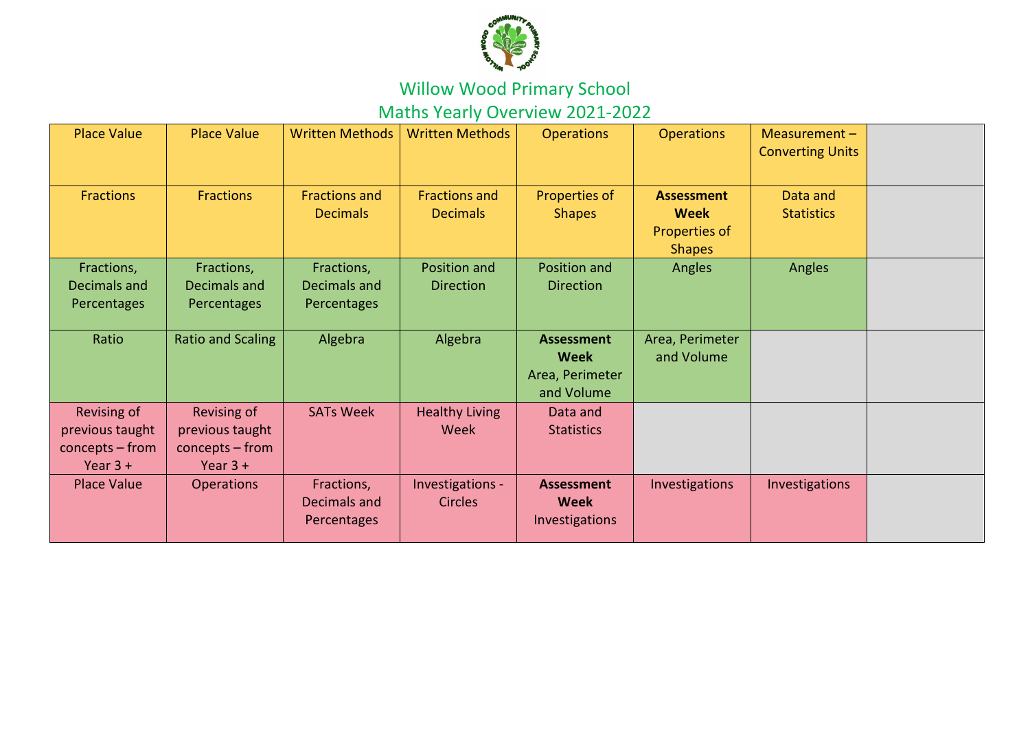# Willow Wood Primary School

## Maths Yearly Overview 2021-2022

| | | | | | | | |
|---|---|---|---|---|---|---|---|
| Place Value | Place Value | Written Methods | Written Methods | Operations | Operations | Measurement – Converting Units | |
| Fractions | Fractions | Fractions and Decimals | Fractions and Decimals | Properties of Shapes | **Assessment Week** Properties of Shapes | Data and Statistics | |
| Fractions, Decimals and Percentages | Fractions, Decimals and Percentages | Fractions, Decimals and Percentages | Position and Direction | Position and Direction | Angles | Angles | |
| Ratio | Ratio and Scaling | Algebra | Algebra | **Assessment Week** Area, Perimeter and Volume | Area, Perimeter and Volume | | |
| Revising of previous taught concepts – from Year 3 + | Revising of previous taught concepts – from Year 3 + | SATs Week | Healthy Living Week | Data and Statistics | | | |
| Place Value | Operations | Fractions, Decimals and Percentages | Investigations - Circles | **Assessment Week** Investigations | Investigations | Investigations | |